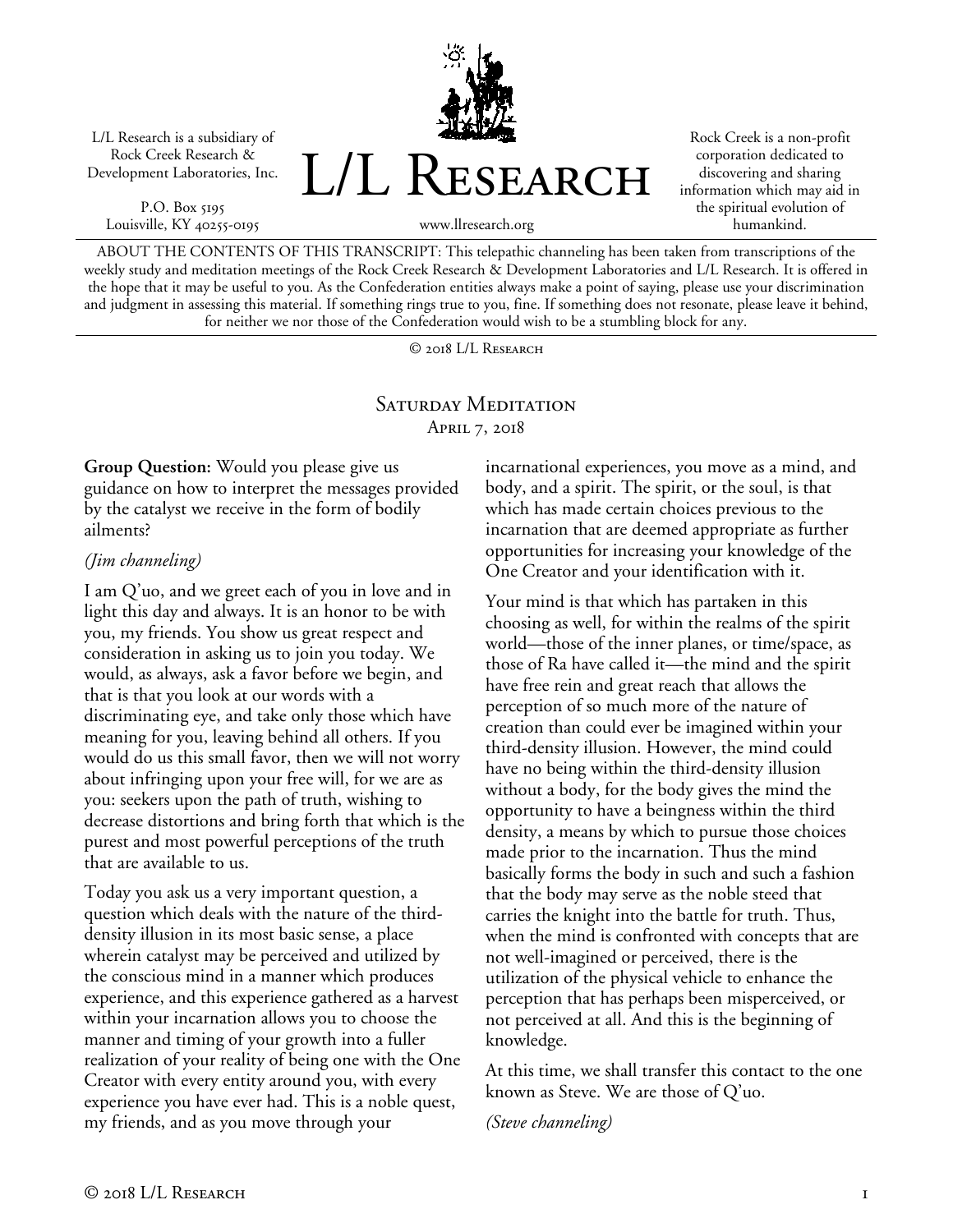L/L Research is a subsidiary of Rock Creek Research & Development Laboratories, Inc.

P.O. Box 5195
Louisville, KY 40255-0195

# L/L Research

www.llresearch.org

Rock Creek is a non-profit corporation dedicated to discovering and sharing information which may aid in the spiritual evolution of humankind.

ABOUT THE CONTENTS OF THIS TRANSCRIPT: This telepathic channeling has been taken from transcriptions of the weekly study and meditation meetings of the Rock Creek Research & Development Laboratories and L/L Research. It is offered in the hope that it may be useful to you. As the Confederation entities always make a point of saying, please use your discrimination and judgment in assessing this material. If something rings true to you, fine. If something does not resonate, please leave it behind, for neither we nor those of the Confederation would wish to be a stumbling block for any.

© 2018 L/L Research

## Saturday Meditation
April 7, 2018

**Group Question:** Would you please give us guidance on how to interpret the messages provided by the catalyst we receive in the form of bodily ailments?

*(Jim channeling)*

I am Q'uo, and we greet each of you in love and in light this day and always. It is an honor to be with you, my friends. You show us great respect and consideration in asking us to join you today. We would, as always, ask a favor before we begin, and that is that you look at our words with a discriminating eye, and take only those which have meaning for you, leaving behind all others. If you would do us this small favor, then we will not worry about infringing upon your free will, for we are as you: seekers upon the path of truth, wishing to decrease distortions and bring forth that which is the purest and most powerful perceptions of the truth that are available to us.

Today you ask us a very important question, a question which deals with the nature of the third-density illusion in its most basic sense, a place wherein catalyst may be perceived and utilized by the conscious mind in a manner which produces experience, and this experience gathered as a harvest within your incarnation allows you to choose the manner and timing of your growth into a fuller realization of your reality of being one with the One Creator with every entity around you, with every experience you have ever had. This is a noble quest, my friends, and as you move through your incarnational experiences, you move as a mind, and body, and a spirit. The spirit, or the soul, is that which has made certain choices previous to the incarnation that are deemed appropriate as further opportunities for increasing your knowledge of the One Creator and your identification with it.

Your mind is that which has partaken in this choosing as well, for within the realms of the spirit world—those of the inner planes, or time/space, as those of Ra have called it—the mind and the spirit have free rein and great reach that allows the perception of so much more of the nature of creation than could ever be imagined within your third-density illusion. However, the mind could have no being within the third-density illusion without a body, for the body gives the mind the opportunity to have a beingness within the third density, a means by which to pursue those choices made prior to the incarnation. Thus the mind basically forms the body in such and such a fashion that the body may serve as the noble steed that carries the knight into the battle for truth. Thus, when the mind is confronted with concepts that are not well-imagined or perceived, there is the utilization of the physical vehicle to enhance the perception that has perhaps been misperceived, or not perceived at all. And this is the beginning of knowledge.

At this time, we shall transfer this contact to the one known as Steve. We are those of Q'uo.

*(Steve channeling)*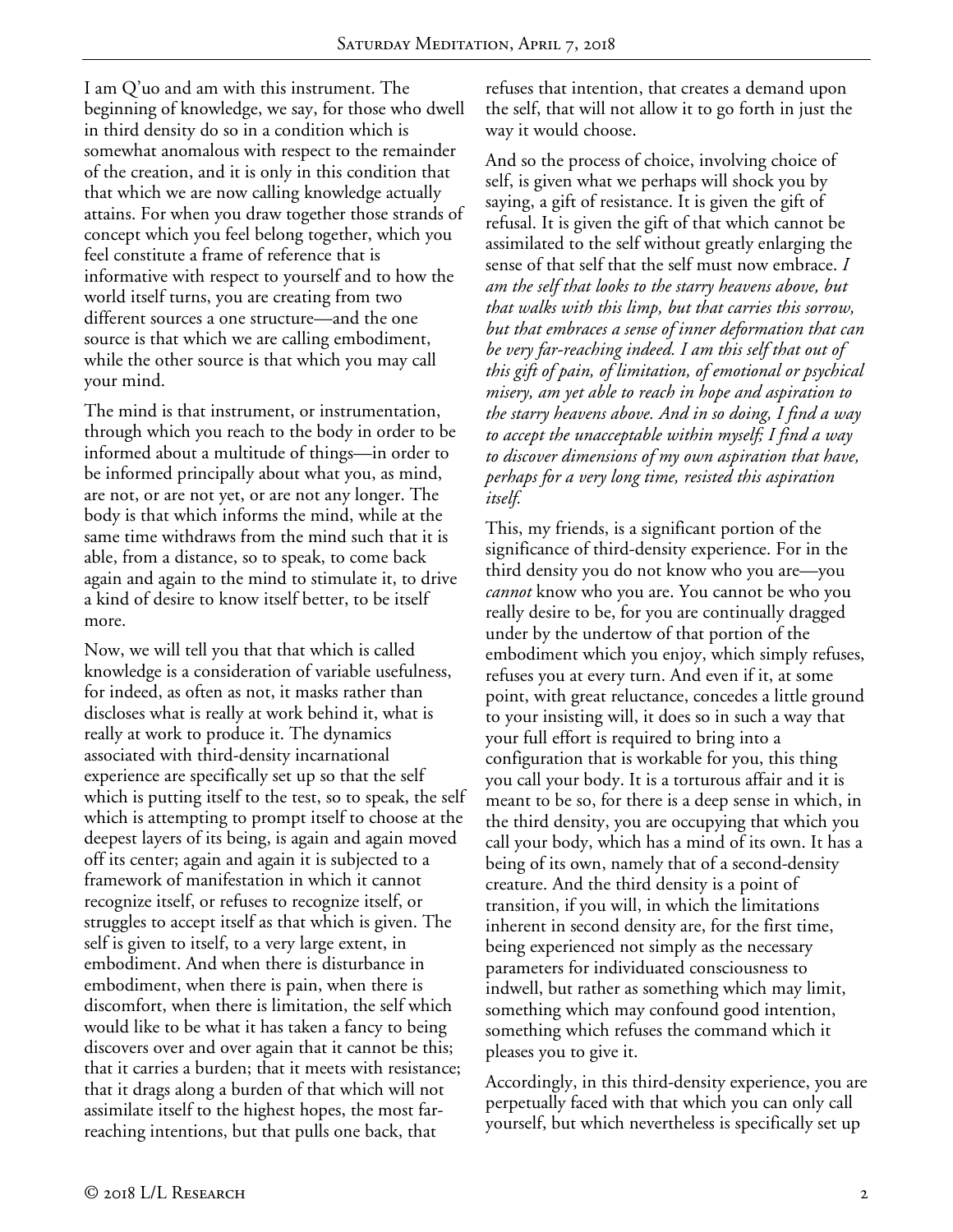I am Q'uo and am with this instrument. The beginning of knowledge, we say, for those who dwell in third density do so in a condition which is somewhat anomalous with respect to the remainder of the creation, and it is only in this condition that that which we are now calling knowledge actually attains. For when you draw together those strands of concept which you feel belong together, which you feel constitute a frame of reference that is informative with respect to yourself and to how the world itself turns, you are creating from two different sources a one structure—and the one source is that which we are calling embodiment, while the other source is that which you may call your mind.

The mind is that instrument, or instrumentation, through which you reach to the body in order to be informed about a multitude of things—in order to be informed principally about what you, as mind, are not, or are not yet, or are not any longer. The body is that which informs the mind, while at the same time withdraws from the mind such that it is able, from a distance, so to speak, to come back again and again to the mind to stimulate it, to drive a kind of desire to know itself better, to be itself more.

Now, we will tell you that that which is called knowledge is a consideration of variable usefulness, for indeed, as often as not, it masks rather than discloses what is really at work behind it, what is really at work to produce it. The dynamics associated with third-density incarnational experience are specifically set up so that the self which is putting itself to the test, so to speak, the self which is attempting to prompt itself to choose at the deepest layers of its being, is again and again moved off its center; again and again it is subjected to a framework of manifestation in which it cannot recognize itself, or refuses to recognize itself, or struggles to accept itself as that which is given. The self is given to itself, to a very large extent, in embodiment. And when there is disturbance in embodiment, when there is pain, when there is discomfort, when there is limitation, the self which would like to be what it has taken a fancy to being discovers over and over again that it cannot be this; that it carries a burden; that it meets with resistance; that it drags along a burden of that which will not assimilate itself to the highest hopes, the most far-reaching intentions, but that pulls one back, that refuses that intention, that creates a demand upon the self, that will not allow it to go forth in just the way it would choose.

And so the process of choice, involving choice of self, is given what we perhaps will shock you by saying, a gift of resistance. It is given the gift of refusal. It is given the gift of that which cannot be assimilated to the self without greatly enlarging the sense of that self that the self must now embrace. *I am the self that looks to the starry heavens above, but that walks with this limp, but that carries this sorrow, but that embraces a sense of inner deformation that can be very far-reaching indeed. I am this self that out of this gift of pain, of limitation, of emotional or psychical misery, am yet able to reach in hope and aspiration to the starry heavens above. And in so doing, I find a way to accept the unacceptable within myself; I find a way to discover dimensions of my own aspiration that have, perhaps for a very long time, resisted this aspiration itself.*

This, my friends, is a significant portion of the significance of third-density experience. For in the third density you do not know who you are—you *cannot* know who you are. You cannot be who you really desire to be, for you are continually dragged under by the undertow of that portion of the embodiment which you enjoy, which simply refuses, refuses you at every turn. And even if it, at some point, with great reluctance, concedes a little ground to your insisting will, it does so in such a way that your full effort is required to bring into a configuration that is workable for you, this thing you call your body. It is a torturous affair and it is meant to be so, for there is a deep sense in which, in the third density, you are occupying that which you call your body, which has a mind of its own. It has a being of its own, namely that of a second-density creature. And the third density is a point of transition, if you will, in which the limitations inherent in second density are, for the first time, being experienced not simply as the necessary parameters for individuated consciousness to indwell, but rather as something which may limit, something which may confound good intention, something which refuses the command which it pleases you to give it.

Accordingly, in this third-density experience, you are perpetually faced with that which you can only call yourself, but which nevertheless is specifically set up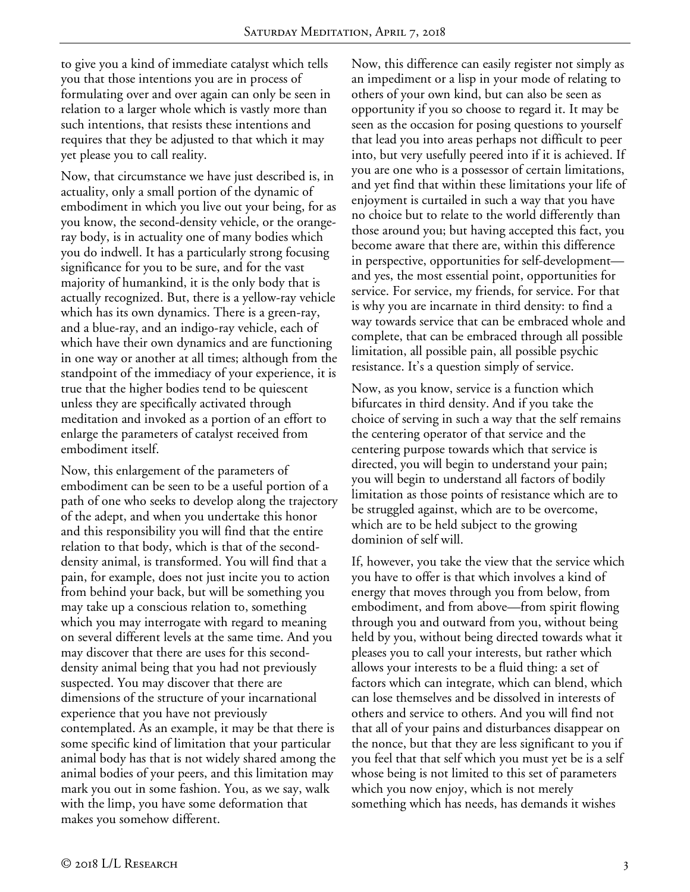to give you a kind of immediate catalyst which tells you that those intentions you are in process of formulating over and over again can only be seen in relation to a larger whole which is vastly more than such intentions, that resists these intentions and requires that they be adjusted to that which it may yet please you to call reality.

Now, that circumstance we have just described is, in actuality, only a small portion of the dynamic of embodiment in which you live out your being, for as you know, the second-density vehicle, or the orange-ray body, is in actuality one of many bodies which you do indwell. It has a particularly strong focusing significance for you to be sure, and for the vast majority of humankind, it is the only body that is actually recognized. But, there is a yellow-ray vehicle which has its own dynamics. There is a green-ray, and a blue-ray, and an indigo-ray vehicle, each of which have their own dynamics and are functioning in one way or another at all times; although from the standpoint of the immediacy of your experience, it is true that the higher bodies tend to be quiescent unless they are specifically activated through meditation and invoked as a portion of an effort to enlarge the parameters of catalyst received from embodiment itself.

Now, this enlargement of the parameters of embodiment can be seen to be a useful portion of a path of one who seeks to develop along the trajectory of the adept, and when you undertake this honor and this responsibility you will find that the entire relation to that body, which is that of the second-density animal, is transformed. You will find that a pain, for example, does not just incite you to action from behind your back, but will be something you may take up a conscious relation to, something which you may interrogate with regard to meaning on several different levels at the same time. And you may discover that there are uses for this second-density animal being that you had not previously suspected. You may discover that there are dimensions of the structure of your incarnational experience that you have not previously contemplated. As an example, it may be that there is some specific kind of limitation that your particular animal body has that is not widely shared among the animal bodies of your peers, and this limitation may mark you out in some fashion. You, as we say, walk with the limp, you have some deformation that makes you somehow different.

Now, this difference can easily register not simply as an impediment or a lisp in your mode of relating to others of your own kind, but can also be seen as opportunity if you so choose to regard it. It may be seen as the occasion for posing questions to yourself that lead you into areas perhaps not difficult to peer into, but very usefully peered into if it is achieved. If you are one who is a possessor of certain limitations, and yet find that within these limitations your life of enjoyment is curtailed in such a way that you have no choice but to relate to the world differently than those around you; but having accepted this fact, you become aware that there are, within this difference in perspective, opportunities for self-development—and yes, the most essential point, opportunities for service. For service, my friends, for service. For that is why you are incarnate in third density: to find a way towards service that can be embraced whole and complete, that can be embraced through all possible limitation, all possible pain, all possible psychic resistance. It's a question simply of service.

Now, as you know, service is a function which bifurcates in third density. And if you take the choice of serving in such a way that the self remains the centering operator of that service and the centering purpose towards which that service is directed, you will begin to understand your pain; you will begin to understand all factors of bodily limitation as those points of resistance which are to be struggled against, which are to be overcome, which are to be held subject to the growing dominion of self will.

If, however, you take the view that the service which you have to offer is that which involves a kind of energy that moves through you from below, from embodiment, and from above—from spirit flowing through you and outward from you, without being held by you, without being directed towards what it pleases you to call your interests, but rather which allows your interests to be a fluid thing: a set of factors which can integrate, which can blend, which can lose themselves and be dissolved in interests of others and service to others. And you will find not that all of your pains and disturbances disappear on the nonce, but that they are less significant to you if you feel that that self which you must yet be is a self whose being is not limited to this set of parameters which you now enjoy, which is not merely something which has needs, has demands it wishes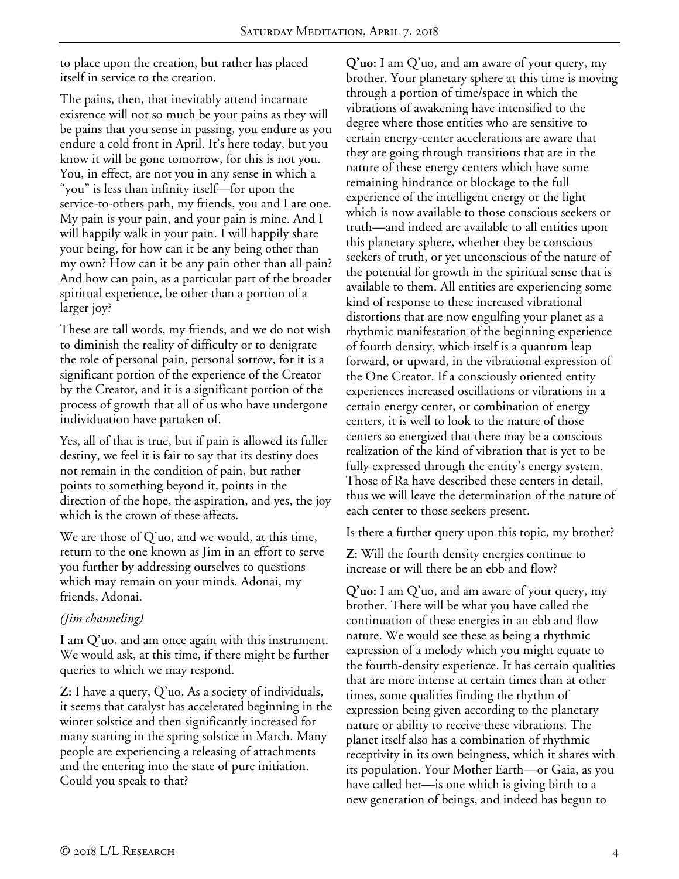to place upon the creation, but rather has placed itself in service to the creation.

The pains, then, that inevitably attend incarnate existence will not so much be your pains as they will be pains that you sense in passing, you endure as you endure a cold front in April. It's here today, but you know it will be gone tomorrow, for this is not you. You, in effect, are not you in any sense in which a "you" is less than infinity itself—for upon the service-to-others path, my friends, you and I are one. My pain is your pain, and your pain is mine. And I will happily walk in your pain. I will happily share your being, for how can it be any being other than my own? How can it be any pain other than all pain? And how can pain, as a particular part of the broader spiritual experience, be other than a portion of a larger joy?

These are tall words, my friends, and we do not wish to diminish the reality of difficulty or to denigrate the role of personal pain, personal sorrow, for it is a significant portion of the experience of the Creator by the Creator, and it is a significant portion of the process of growth that all of us who have undergone individuation have partaken of.

Yes, all of that is true, but if pain is allowed its fuller destiny, we feel it is fair to say that its destiny does not remain in the condition of pain, but rather points to something beyond it, points in the direction of the hope, the aspiration, and yes, the joy which is the crown of these affects.

We are those of Q'uo, and we would, at this time, return to the one known as Jim in an effort to serve you further by addressing ourselves to questions which may remain on your minds. Adonai, my friends, Adonai.

*(Jim channeling)*

I am Q'uo, and am once again with this instrument. We would ask, at this time, if there might be further queries to which we may respond.

**Z:** I have a query, Q'uo. As a society of individuals, it seems that catalyst has accelerated beginning in the winter solstice and then significantly increased for many starting in the spring solstice in March. Many people are experiencing a releasing of attachments and the entering into the state of pure initiation. Could you speak to that?

**Q'uo:** I am Q'uo, and am aware of your query, my brother. Your planetary sphere at this time is moving through a portion of time/space in which the vibrations of awakening have intensified to the degree where those entities who are sensitive to certain energy-center accelerations are aware that they are going through transitions that are in the nature of these energy centers which have some remaining hindrance or blockage to the full experience of the intelligent energy or the light which is now available to those conscious seekers or truth—and indeed are available to all entities upon this planetary sphere, whether they be conscious seekers of truth, or yet unconscious of the nature of the potential for growth in the spiritual sense that is available to them. All entities are experiencing some kind of response to these increased vibrational distortions that are now engulfing your planet as a rhythmic manifestation of the beginning experience of fourth density, which itself is a quantum leap forward, or upward, in the vibrational expression of the One Creator. If a consciously oriented entity experiences increased oscillations or vibrations in a certain energy center, or combination of energy centers, it is well to look to the nature of those centers so energized that there may be a conscious realization of the kind of vibration that is yet to be fully expressed through the entity's energy system. Those of Ra have described these centers in detail, thus we will leave the determination of the nature of each center to those seekers present.

Is there a further query upon this topic, my brother?

**Z:** Will the fourth density energies continue to increase or will there be an ebb and flow?

**Q'uo:** I am Q'uo, and am aware of your query, my brother. There will be what you have called the continuation of these energies in an ebb and flow nature. We would see these as being a rhythmic expression of a melody which you might equate to the fourth-density experience. It has certain qualities that are more intense at certain times than at other times, some qualities finding the rhythm of expression being given according to the planetary nature or ability to receive these vibrations. The planet itself also has a combination of rhythmic receptivity in its own beingness, which it shares with its population. Your Mother Earth—or Gaia, as you have called her—is one which is giving birth to a new generation of beings, and indeed has begun to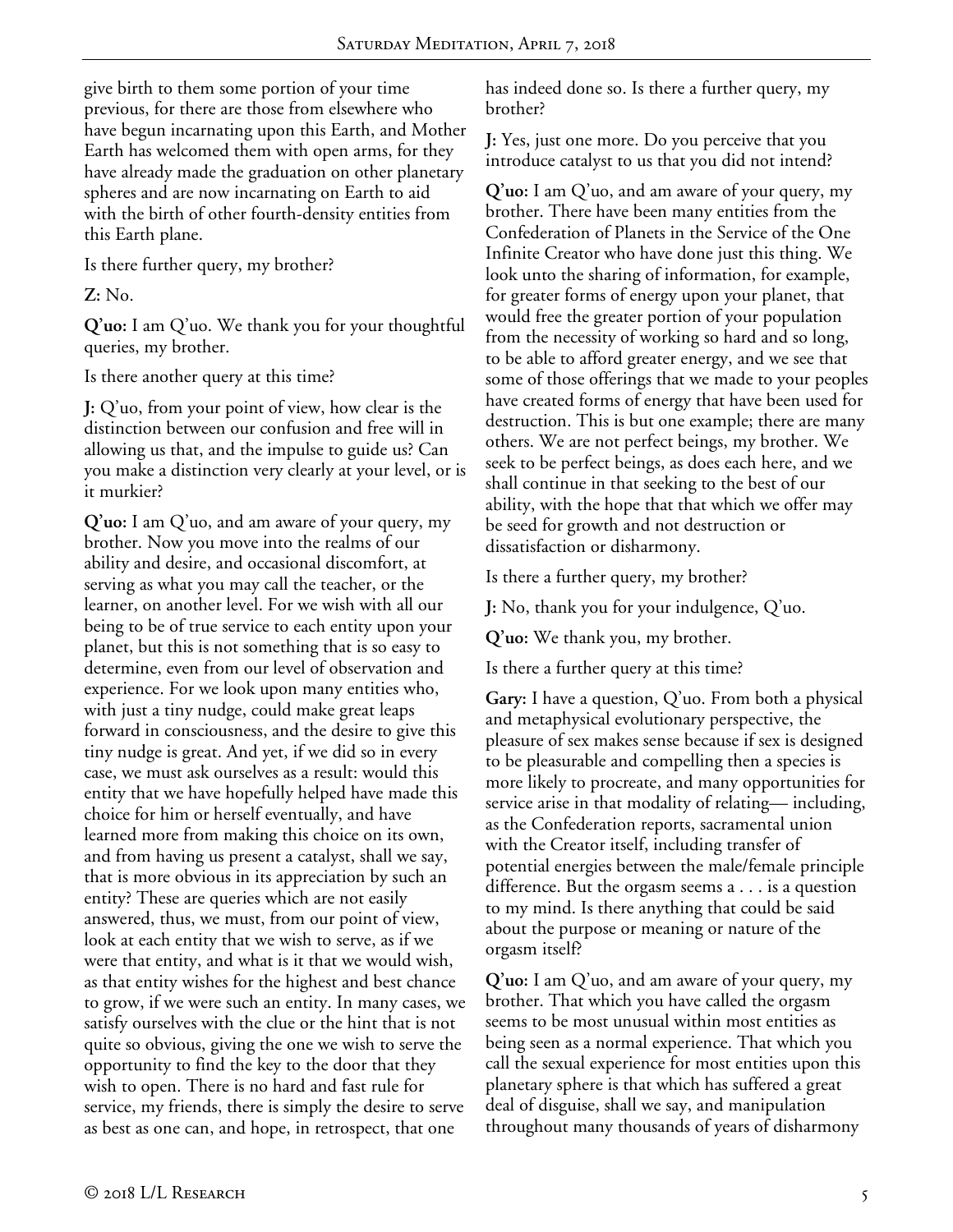give birth to them some portion of your time previous, for there are those from elsewhere who have begun incarnating upon this Earth, and Mother Earth has welcomed them with open arms, for they have already made the graduation on other planetary spheres and are now incarnating on Earth to aid with the birth of other fourth-density entities from this Earth plane.

Is there further query, my brother?

**Z:** No.

**Q'uo:** I am Q'uo. We thank you for your thoughtful queries, my brother.

Is there another query at this time?

**J:** Q'uo, from your point of view, how clear is the distinction between our confusion and free will in allowing us that, and the impulse to guide us? Can you make a distinction very clearly at your level, or is it murkier?

**Q'uo:** I am Q'uo, and am aware of your query, my brother. Now you move into the realms of our ability and desire, and occasional discomfort, at serving as what you may call the teacher, or the learner, on another level. For we wish with all our being to be of true service to each entity upon your planet, but this is not something that is so easy to determine, even from our level of observation and experience. For we look upon many entities who, with just a tiny nudge, could make great leaps forward in consciousness, and the desire to give this tiny nudge is great. And yet, if we did so in every case, we must ask ourselves as a result: would this entity that we have hopefully helped have made this choice for him or herself eventually, and have learned more from making this choice on its own, and from having us present a catalyst, shall we say, that is more obvious in its appreciation by such an entity? These are queries which are not easily answered, thus, we must, from our point of view, look at each entity that we wish to serve, as if we were that entity, and what is it that we would wish, as that entity wishes for the highest and best chance to grow, if we were such an entity. In many cases, we satisfy ourselves with the clue or the hint that is not quite so obvious, giving the one we wish to serve the opportunity to find the key to the door that they wish to open. There is no hard and fast rule for service, my friends, there is simply the desire to serve as best as one can, and hope, in retrospect, that one has indeed done so. Is there a further query, my brother?

**J:** Yes, just one more. Do you perceive that you introduce catalyst to us that you did not intend?

**Q'uo:** I am Q'uo, and am aware of your query, my brother. There have been many entities from the Confederation of Planets in the Service of the One Infinite Creator who have done just this thing. We look unto the sharing of information, for example, for greater forms of energy upon your planet, that would free the greater portion of your population from the necessity of working so hard and so long, to be able to afford greater energy, and we see that some of those offerings that we made to your peoples have created forms of energy that have been used for destruction. This is but one example; there are many others. We are not perfect beings, my brother. We seek to be perfect beings, as does each here, and we shall continue in that seeking to the best of our ability, with the hope that that which we offer may be seed for growth and not destruction or dissatisfaction or disharmony.

Is there a further query, my brother?

**J:** No, thank you for your indulgence, Q'uo.

**Q'uo:** We thank you, my brother.

Is there a further query at this time?

**Gary:** I have a question, Q'uo. From both a physical and metaphysical evolutionary perspective, the pleasure of sex makes sense because if sex is designed to be pleasurable and compelling then a species is more likely to procreate, and many opportunities for service arise in that modality of relating— including, as the Confederation reports, sacramental union with the Creator itself, including transfer of potential energies between the male/female principle difference. But the orgasm seems a . . . is a question to my mind. Is there anything that could be said about the purpose or meaning or nature of the orgasm itself?

**Q'uo:** I am Q'uo, and am aware of your query, my brother. That which you have called the orgasm seems to be most unusual within most entities as being seen as a normal experience. That which you call the sexual experience for most entities upon this planetary sphere is that which has suffered a great deal of disguise, shall we say, and manipulation throughout many thousands of years of disharmony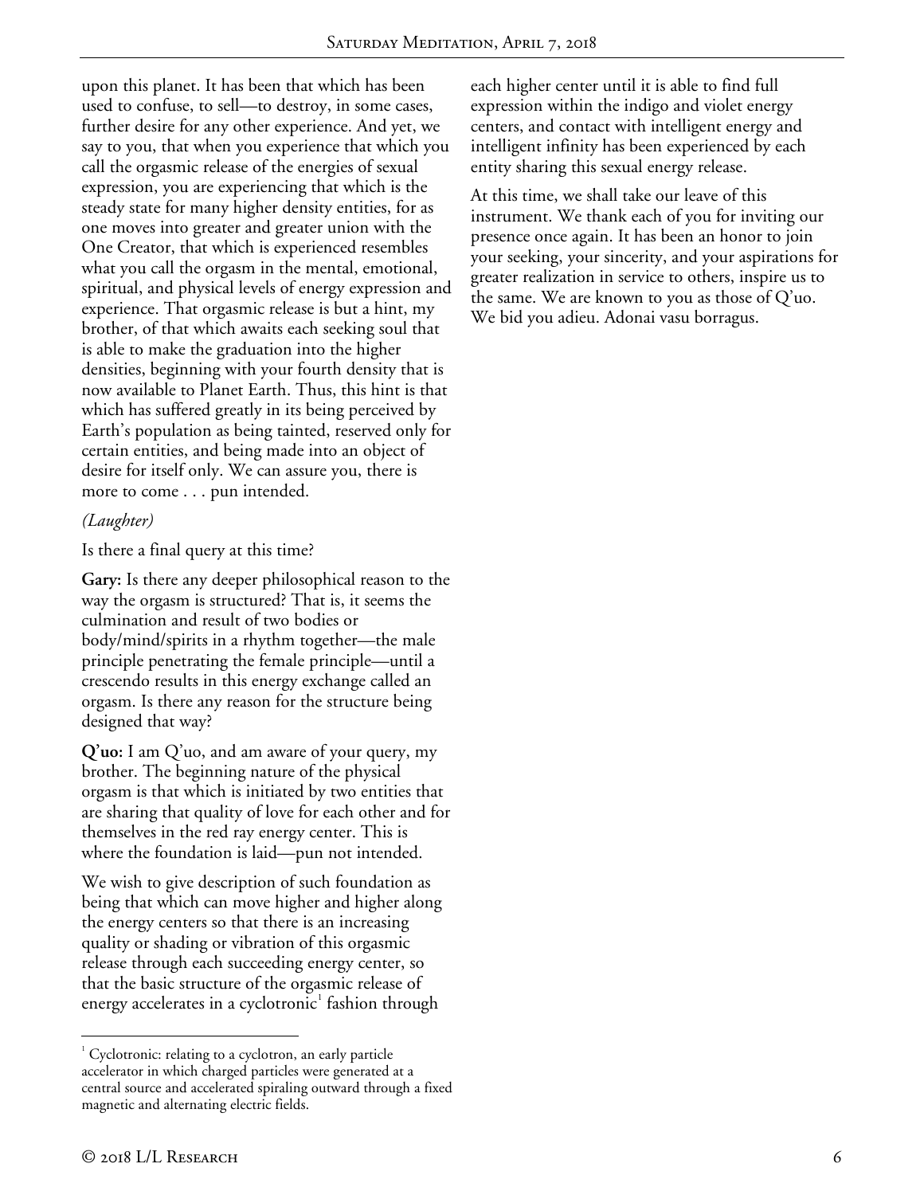upon this planet. It has been that which has been used to confuse, to sell—to destroy, in some cases, further desire for any other experience. And yet, we say to you, that when you experience that which you call the orgasmic release of the energies of sexual expression, you are experiencing that which is the steady state for many higher density entities, for as one moves into greater and greater union with the One Creator, that which is experienced resembles what you call the orgasm in the mental, emotional, spiritual, and physical levels of energy expression and experience. That orgasmic release is but a hint, my brother, of that which awaits each seeking soul that is able to make the graduation into the higher densities, beginning with your fourth density that is now available to Planet Earth. Thus, this hint is that which has suffered greatly in its being perceived by Earth's population as being tainted, reserved only for certain entities, and being made into an object of desire for itself only. We can assure you, there is more to come . . . pun intended.

*(Laughter)*

Is there a final query at this time?

**Gary:** Is there any deeper philosophical reason to the way the orgasm is structured? That is, it seems the culmination and result of two bodies or body/mind/spirits in a rhythm together—the male principle penetrating the female principle—until a crescendo results in this energy exchange called an orgasm. Is there any reason for the structure being designed that way?

**Q'uo:** I am Q'uo, and am aware of your query, my brother. The beginning nature of the physical orgasm is that which is initiated by two entities that are sharing that quality of love for each other and for themselves in the red ray energy center. This is where the foundation is laid—pun not intended.

We wish to give description of such foundation as being that which can move higher and higher along the energy centers so that there is an increasing quality or shading or vibration of this orgasmic release through each succeeding energy center, so that the basic structure of the orgasmic release of energy accelerates in a cyclotronic[1] fashion through each higher center until it is able to find full expression within the indigo and violet energy centers, and contact with intelligent energy and intelligent infinity has been experienced by each entity sharing this sexual energy release.

At this time, we shall take our leave of this instrument. We thank each of you for inviting our presence once again. It has been an honor to join your seeking, your sincerity, and your aspirations for greater realization in service to others, inspire us to the same. We are known to you as those of Q'uo. We bid you adieu. Adonai vasu borragus.

[1] Cyclotronic: relating to a cyclotron, an early particle accelerator in which charged particles were generated at a central source and accelerated spiraling outward through a fixed magnetic and alternating electric fields.